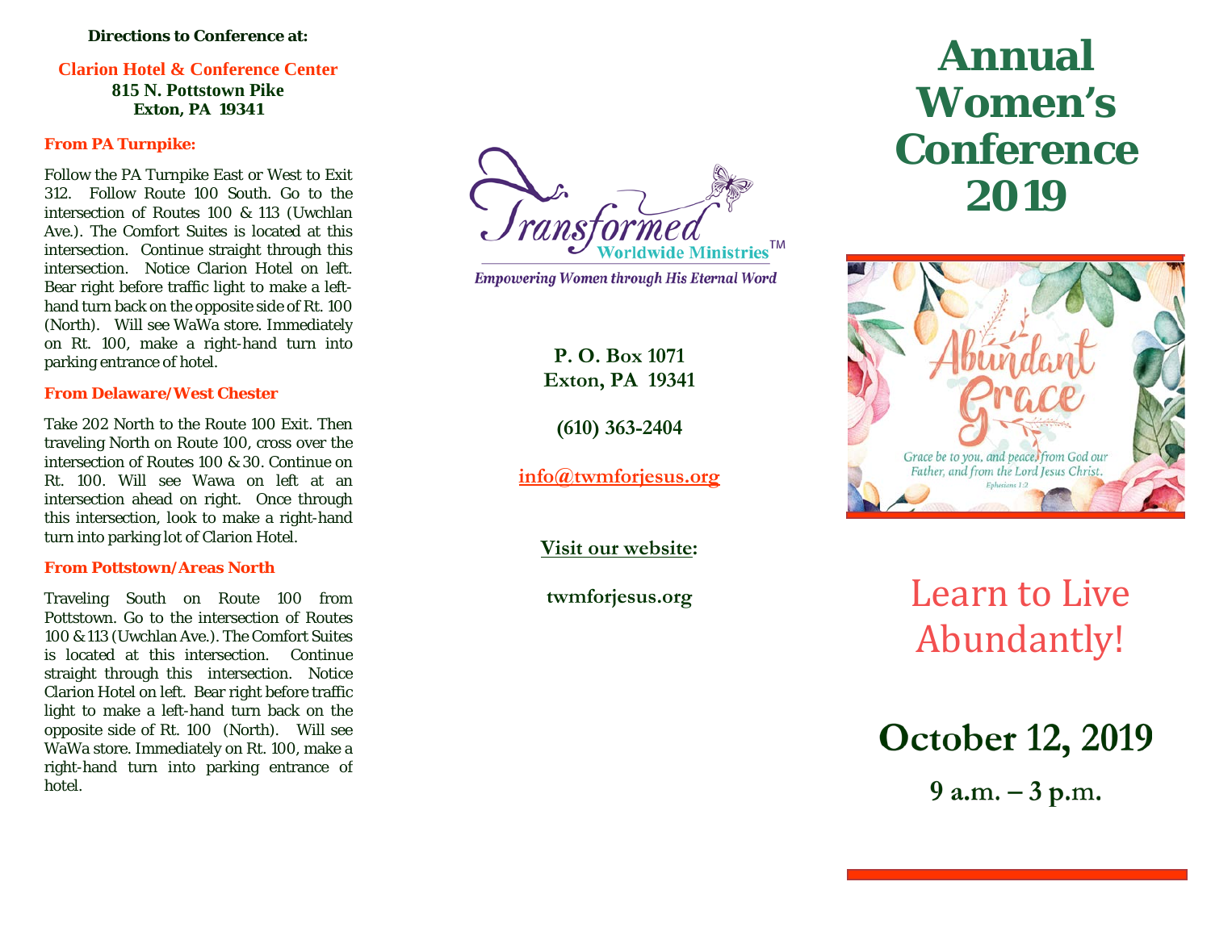**Directions to Conference at:**

**Clarion Hotel & Conference Center**
**815 N. Pottstown Pike**
**Exton, PA 19341**

**From PA Turnpike:**

Follow the PA Turnpike East or West to Exit 312. Follow Route 100 South. Go to the intersection of Routes 100 & 113 (Uwchlan Ave.). The Comfort Suites is located at this intersection. Continue straight through this intersection. Notice Clarion Hotel on left. Bear right before traffic light to make a left-hand turn back on the opposite side of Rt. 100 (North). Will see WaWa store. Immediately on Rt. 100, make a right-hand turn into parking entrance of hotel.

**From Delaware/West Chester**

Take 202 North to the Route 100 Exit. Then traveling North on Route 100, cross over the intersection of Routes 100 & 30. Continue on Rt. 100. Will see Wawa on left at an intersection ahead on right. Once through this intersection, look to make a right-hand turn into parking lot of Clarion Hotel.

**From Pottstown/Areas North**

Traveling South on Route 100 from Pottstown. Go to the intersection of Routes 100 & 113 (Uwchlan Ave.). The Comfort Suites is located at this intersection. Continue straight through this intersection. Notice Clarion Hotel on left. Bear right before traffic light to make a left-hand turn back on the opposite side of Rt. 100 (North). Will see WaWa store. Immediately on Rt. 100, make a right-hand turn into parking entrance of hotel.

Transformed Worldwide Ministries™

*Empowering Women through His Eternal Word*

**P. O. Box 1071**
**Exton, PA 19341**

**(610) 363-2404**

**info@twmforjesus.org**

**Visit our website:**

**twmforjesus.org**

# Annual Women's Conference 2019

Abundant Grace

*Grace be to you, and peace, from God our Father, and from the Lord Jesus Christ.*
*Ephesians 1:2*

## Learn to Live Abundantly!

## October 12, 2019

**9 a.m. – 3 p.m.**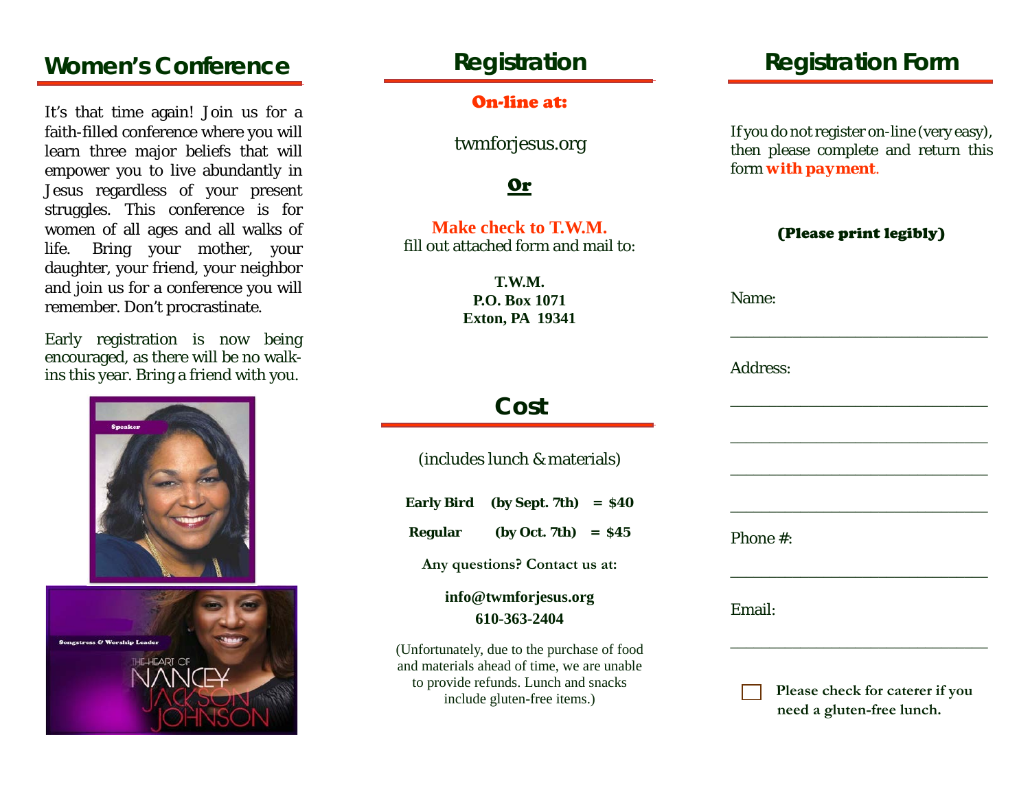## Women's Conference

It's that time again! Join us for a faith-filled conference where you will learn three major beliefs that will empower you to live abundantly in Jesus regardless of your present struggles. This conference is for women of all ages and all walks of life. Bring your mother, your daughter, your friend, your neighbor and join us for a conference you will remember. Don't procrastinate.

Early registration is now being encouraged, as there will be no walk-ins this year. Bring a friend with you.

Speaker

Songstress & Worship Leader

THE HEART OF NANCEY JACKSON JOHNSON

## Registration

**On-line at:**

twmforjesus.org

**Or**

**Make check to T.W.M.**
fill out attached form and mail to:

**T.W.M.**
**P.O. Box 1071**
**Exton, PA 19341**

## Cost

(includes lunch & materials)

**Early Bird (by Sept. 7th) = $40**

**Regular (by Oct. 7th) = $45**

**Any questions? Contact us at:**

**info@twmforjesus.org**
**610-363-2404**

(Unfortunately, due to the purchase of food and materials ahead of time, we are unable to provide refunds. Lunch and snacks include gluten-free items.)

## Registration Form

If you do not register on-line (very easy), then please complete and return this form **with payment**.

**(Please print legibly)**

Name:

________________________________

Address:

________________________________

________________________________

________________________________

________________________________

Phone #:

________________________________

Email:

________________________________

☐ **Please check for caterer if you need a gluten-free lunch.**